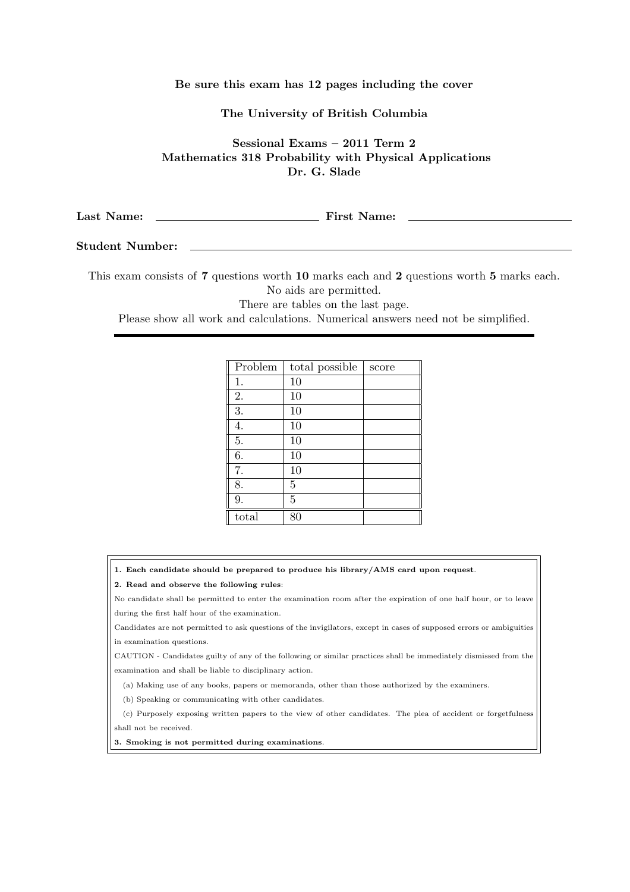**Be sure this exam has 12 pages including the cover**

**The University of British Columbia**

**Sessional Exams – 2011 Term 2**
**Mathematics 318 Probability with Physical Applications**
**Dr. G. Slade**

**Last Name:** \_\_\_\_\_\_\_\_\_\_\_\_\_\_\_\_\_\_\_\_\_\_\_\_ **First Name:** \_\_\_\_\_\_\_\_\_\_\_\_\_\_\_\_\_\_\_\_\_\_\_\_

**Student Number:** \_\_\_\_\_\_\_\_\_\_\_\_\_\_\_\_\_\_\_\_\_\_\_\_\_\_\_\_\_\_\_\_\_\_\_\_\_\_\_\_\_\_\_\_\_\_\_\_

This exam consists of **7** questions worth **10** marks each and **2** questions worth **5** marks each.
No aids are permitted.
There are tables on the last page.
Please show all work and calculations. Numerical answers need not be simplified.

| Problem | total possible | score |
|---|---|---|
| 1. | 10 | |
| 2. | 10 | |
| 3. | 10 | |
| 4. | 10 | |
| 5. | 10 | |
| 6. | 10 | |
| 7. | 10 | |
| 8. | 5 | |
| 9. | 5 | |
| total | 80 | |

**1. Each candidate should be prepared to produce his library/AMS card upon request.**

**2. Read and observe the following rules:**

No candidate shall be permitted to enter the examination room after the expiration of one half hour, or to leave during the first half hour of the examination.

Candidates are not permitted to ask questions of the invigilators, except in cases of supposed errors or ambiguities in examination questions.

CAUTION - Candidates guilty of any of the following or similar practices shall be immediately dismissed from the examination and shall be liable to disciplinary action.

(a) Making use of any books, papers or memoranda, other than those authorized by the examiners.

(b) Speaking or communicating with other candidates.

(c) Purposely exposing written papers to the view of other candidates. The plea of accident or forgetfulness shall not be received.

**3. Smoking is not permitted during examinations.**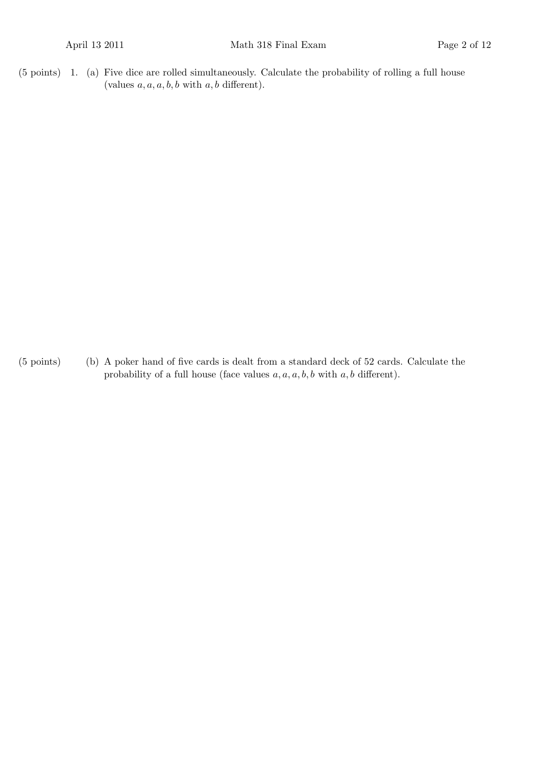(5 points) 1. (a) Five dice are rolled simultaneously. Calculate the probability of rolling a full house (values $a, a, a, b, b$ with $a, b$ different).

(5 points) (b) A poker hand of five cards is dealt from a standard deck of 52 cards. Calculate the probability of a full house (face values $a, a, a, b, b$ with $a, b$ different).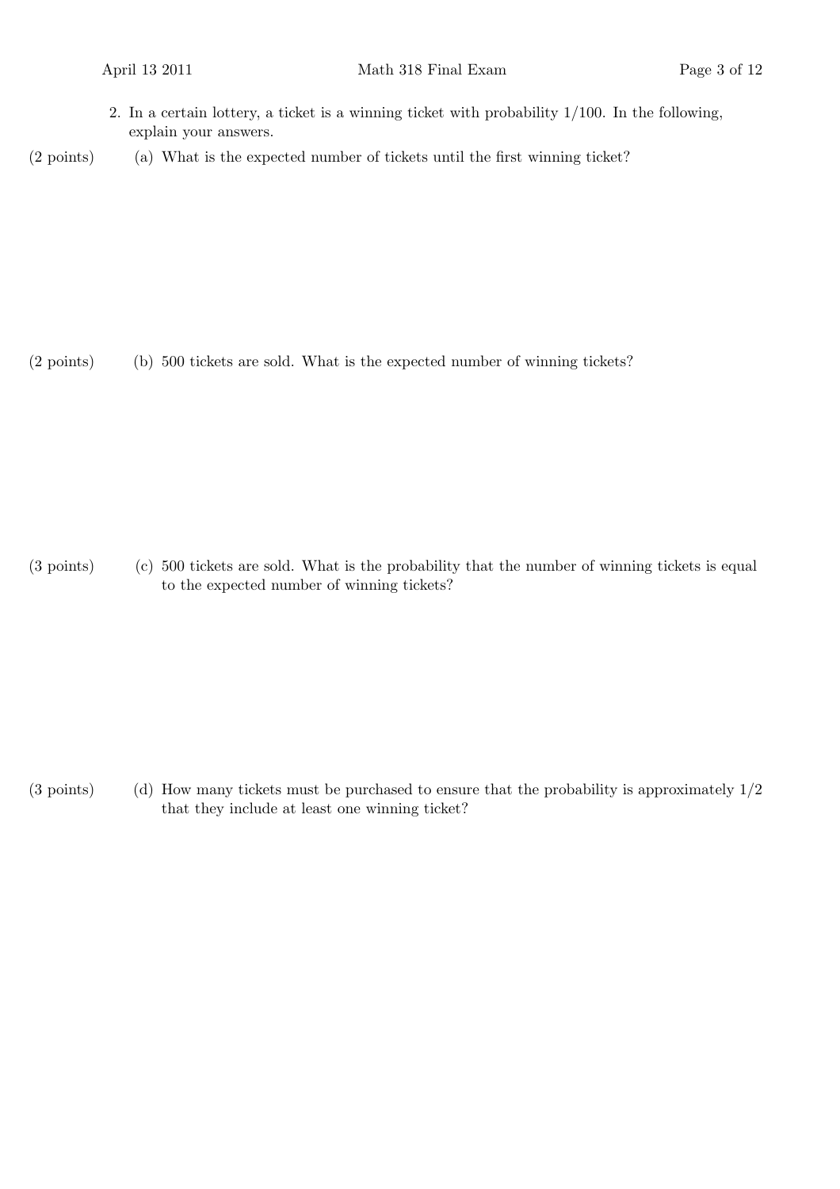2. In a certain lottery, a ticket is a winning ticket with probability $1/100$. In the following, explain your answers.

(2 points) (a) What is the expected number of tickets until the first winning ticket?

(2 points) (b) 500 tickets are sold. What is the expected number of winning tickets?

(3 points) (c) 500 tickets are sold. What is the probability that the number of winning tickets is equal to the expected number of winning tickets?

(3 points) (d) How many tickets must be purchased to ensure that the probability is approximately $1/2$ that they include at least one winning ticket?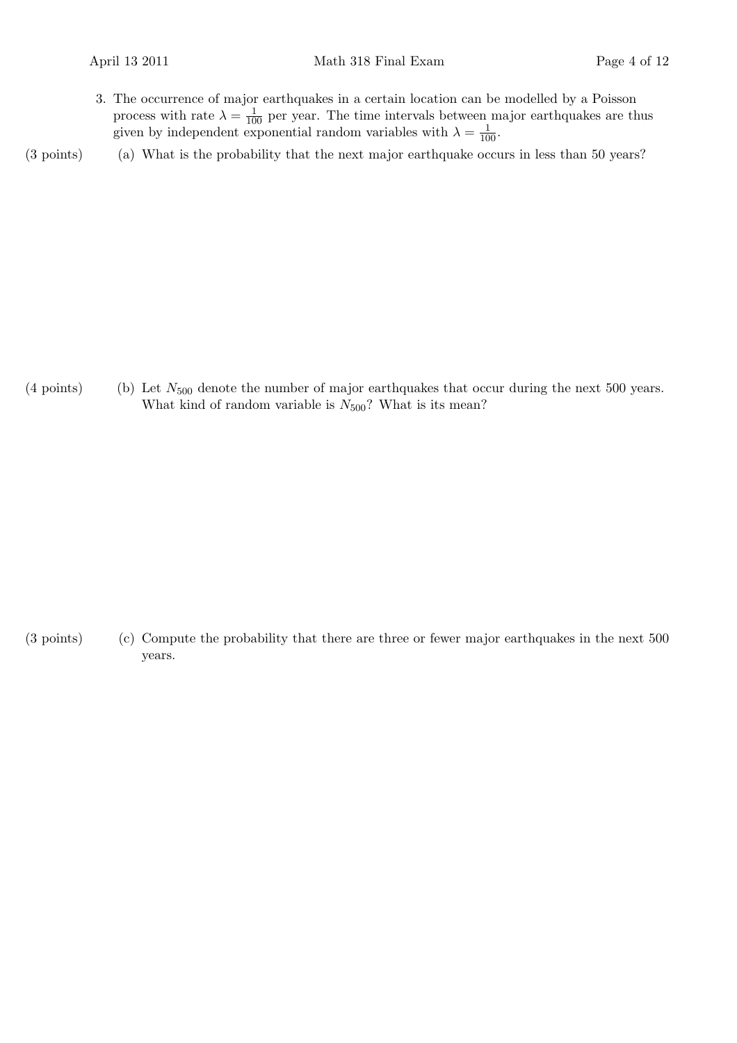3. The occurrence of major earthquakes in a certain location can be modelled by a Poisson process with rate $\lambda = \frac{1}{100}$ per year. The time intervals between major earthquakes are thus given by independent exponential random variables with $\lambda = \frac{1}{100}$.

(3 points) (a) What is the probability that the next major earthquake occurs in less than 50 years?

(4 points) (b) Let $N_{500}$ denote the number of major earthquakes that occur during the next 500 years. What kind of random variable is $N_{500}$? What is its mean?

(3 points) (c) Compute the probability that there are three or fewer major earthquakes in the next 500 years.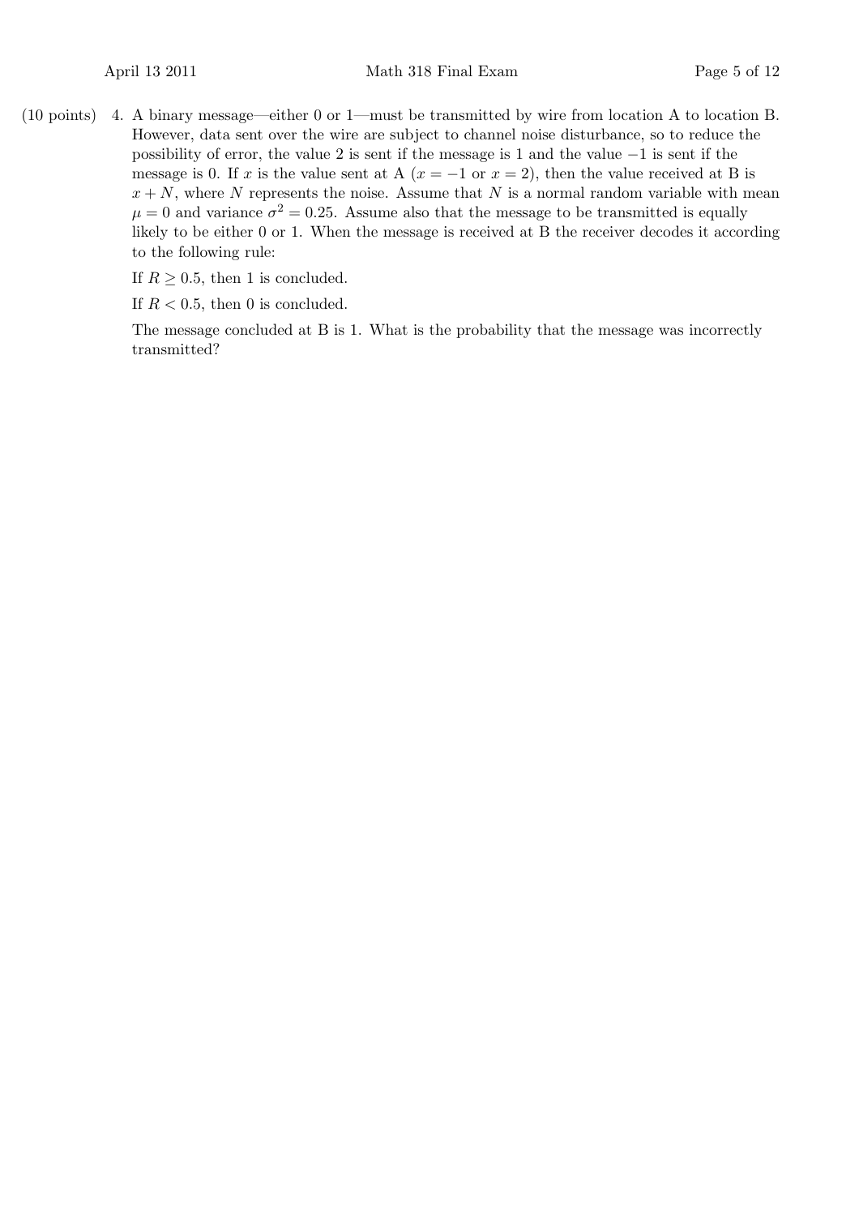(10 points) 4. A binary message—either 0 or 1—must be transmitted by wire from location A to location B. However, data sent over the wire are subject to channel noise disturbance, so to reduce the possibility of error, the value 2 is sent if the message is 1 and the value $-1$ is sent if the message is 0. If $x$ is the value sent at A ($x = -1$ or $x = 2$), then the value received at B is $x + N$, where $N$ represents the noise. Assume that $N$ is a normal random variable with mean $\mu = 0$ and variance $\sigma^2 = 0.25$. Assume also that the message to be transmitted is equally likely to be either 0 or 1. When the message is received at B the receiver decodes it according to the following rule:

If $R \geq 0.5$, then 1 is concluded.

If $R < 0.5$, then 0 is concluded.

The message concluded at B is 1. What is the probability that the message was incorrectly transmitted?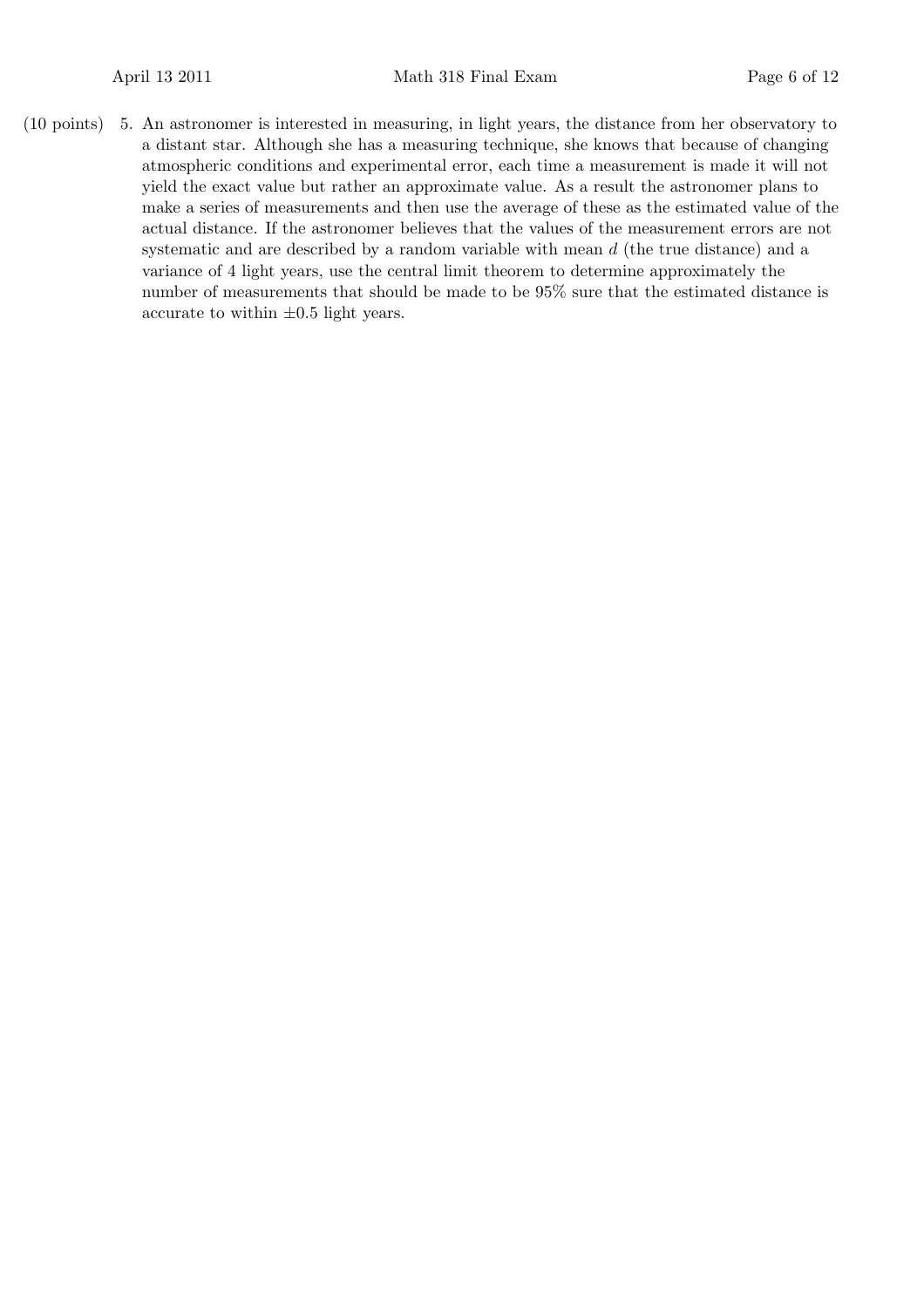(10 points) 5. An astronomer is interested in measuring, in light years, the distance from her observatory to a distant star. Although she has a measuring technique, she knows that because of changing atmospheric conditions and experimental error, each time a measurement is made it will not yield the exact value but rather an approximate value. As a result the astronomer plans to make a series of measurements and then use the average of these as the estimated value of the actual distance. If the astronomer believes that the values of the measurement errors are not systematic and are described by a random variable with mean $d$ (the true distance) and a variance of 4 light years, use the central limit theorem to determine approximately the number of measurements that should be made to be 95% sure that the estimated distance is accurate to within $\pm 0.5$ light years.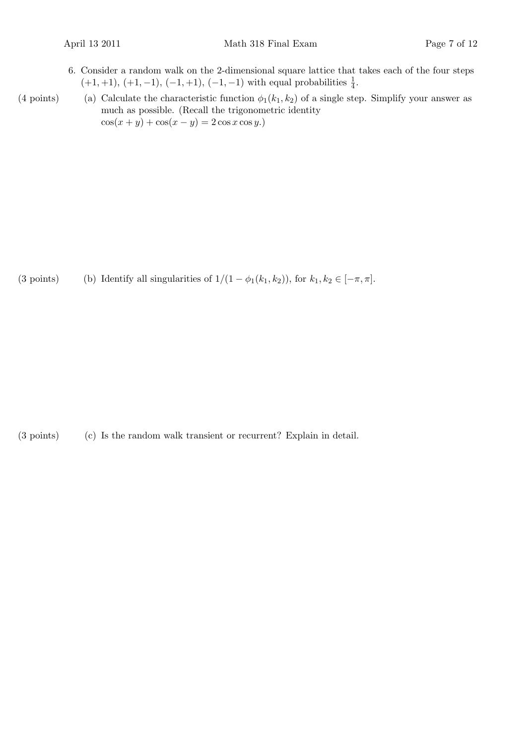6. Consider a random walk on the 2-dimensional square lattice that takes each of the four steps $(+1, +1)$, $(+1, -1)$, $(-1, +1)$, $(-1, -1)$ with equal probabilities $\frac{1}{4}$.

(4 points) (a) Calculate the characteristic function $\phi_1(k_1, k_2)$ of a single step. Simplify your answer as much as possible. (Recall the trigonometric identity $\cos(x + y) + \cos(x - y) = 2 \cos x \cos y$.)

(3 points) (b) Identify all singularities of $1/(1 - \phi_1(k_1, k_2))$, for $k_1, k_2 \in [-\pi, \pi]$.

(3 points) (c) Is the random walk transient or recurrent? Explain in detail.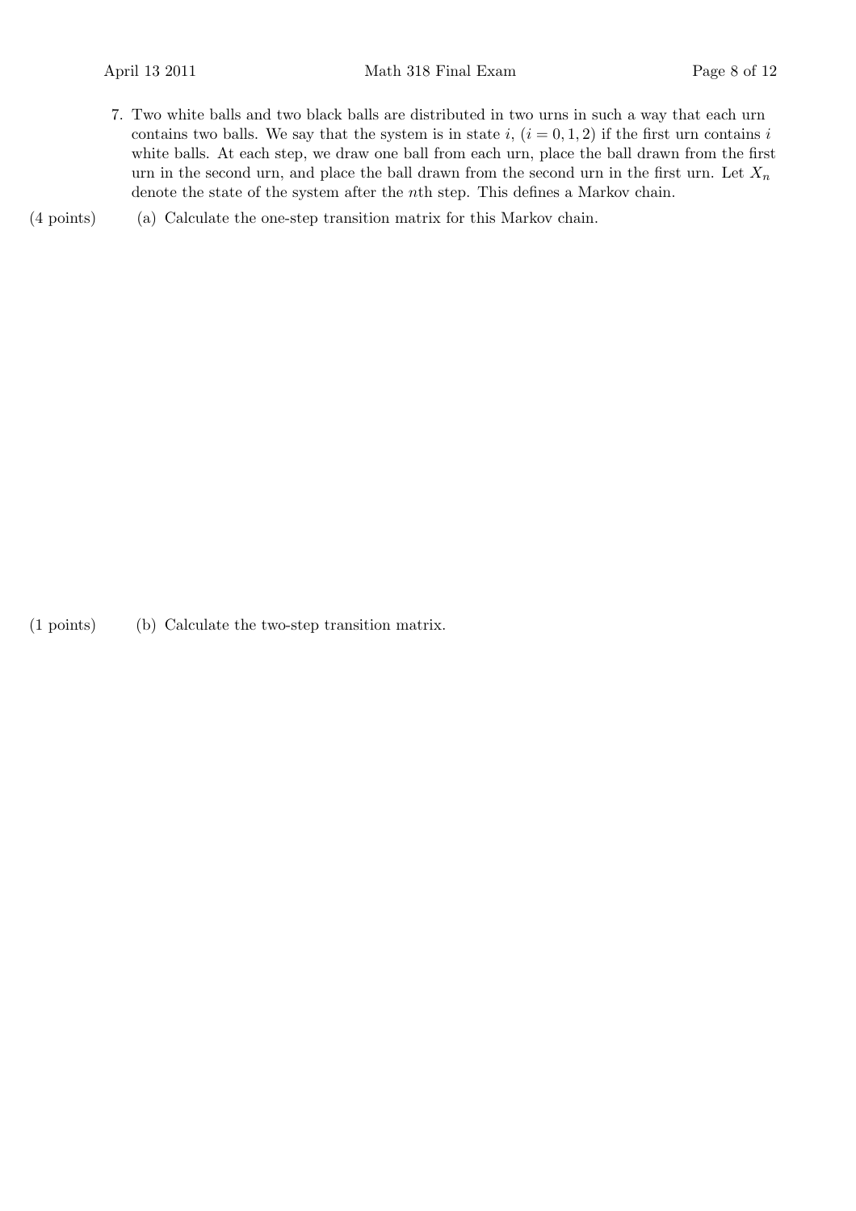7. Two white balls and two black balls are distributed in two urns in such a way that each urn contains two balls. We say that the system is in state $i$, $(i = 0, 1, 2)$ if the first urn contains $i$ white balls. At each step, we draw one ball from each urn, place the ball drawn from the first urn in the second urn, and place the ball drawn from the second urn in the first urn. Let $X_n$ denote the state of the system after the $n$th step. This defines a Markov chain.

(4 points) (a) Calculate the one-step transition matrix for this Markov chain.

(1 points) (b) Calculate the two-step transition matrix.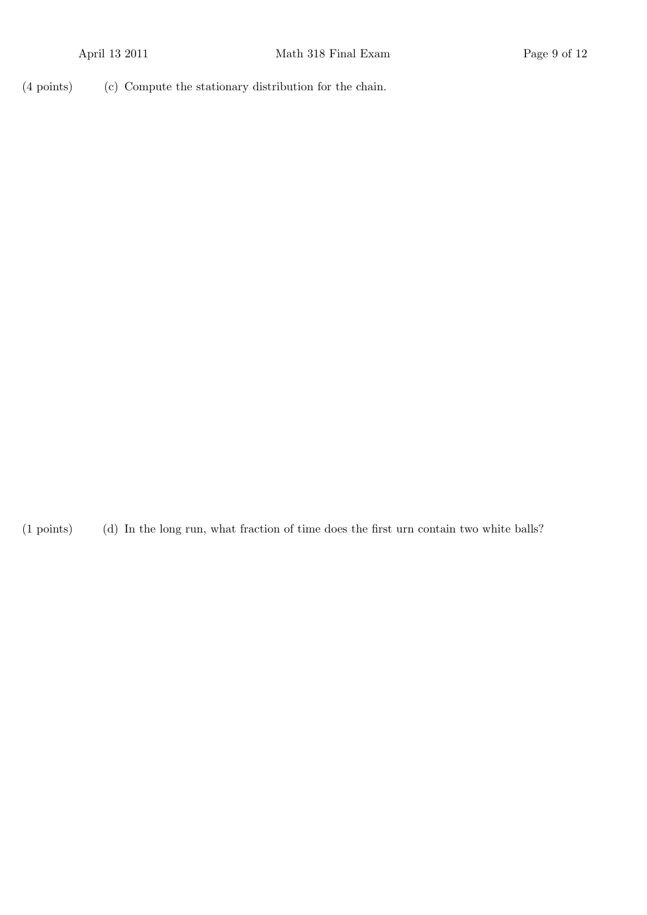(4 points) (c) Compute the stationary distribution for the chain.

(1 points) (d) In the long run, what fraction of time does the first urn contain two white balls?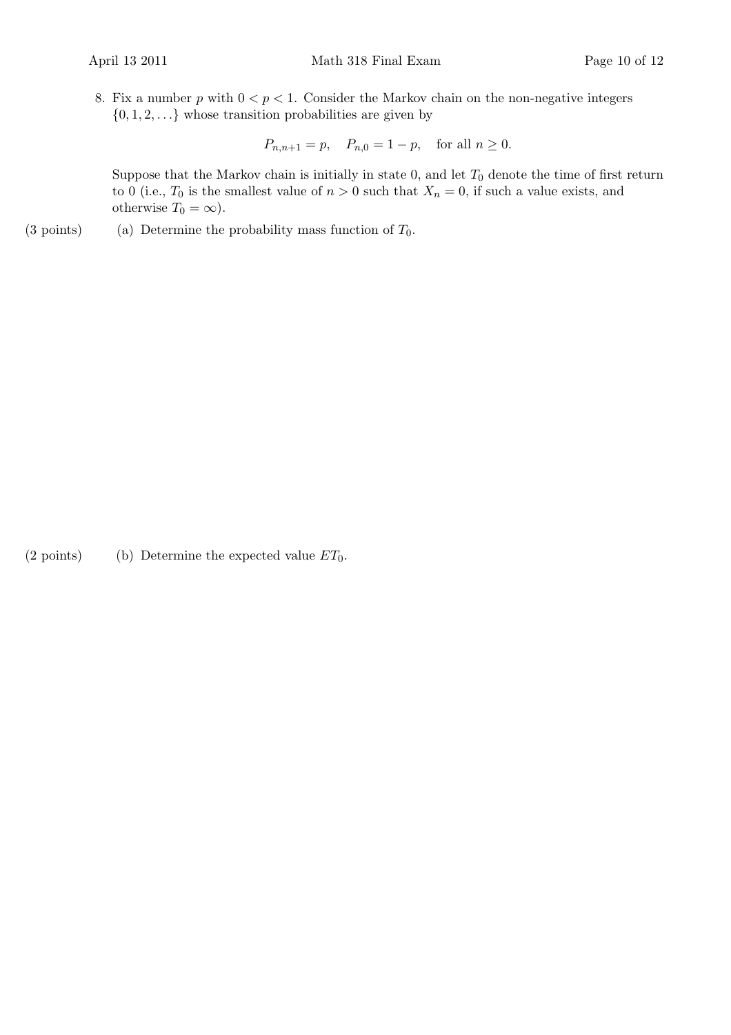8. Fix a number $p$ with $0 < p < 1$. Consider the Markov chain on the non-negative integers $\{0, 1, 2, \ldots\}$ whose transition probabilities are given by

$$P_{n,n+1} = p, \quad P_{n,0} = 1 - p, \quad \text{for all } n \geq 0.$$

Suppose that the Markov chain is initially in state 0, and let $T_0$ denote the time of first return to 0 (i.e., $T_0$ is the smallest value of $n > 0$ such that $X_n = 0$, if such a value exists, and otherwise $T_0 = \infty$).

(3 points) (a) Determine the probability mass function of $T_0$.

(2 points) (b) Determine the expected value $ET_0$.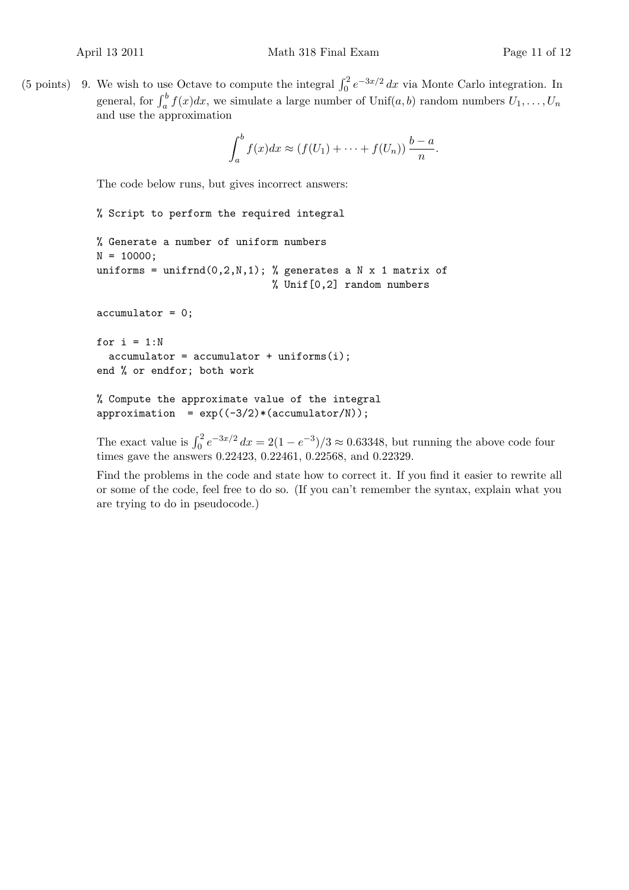(5 points) 9. We wish to use Octave to compute the integral $\int_0^2 e^{-3x/2}\,dx$ via Monte Carlo integration. In general, for $\int_a^b f(x)dx$, we simulate a large number of Unif$(a,b)$ random numbers $U_1,\ldots,U_n$ and use the approximation

$$\int_a^b f(x)dx \approx (f(U_1)+\cdots+f(U_n))\,\frac{b-a}{n}.$$

The code below runs, but gives incorrect answers:

```
% Script to perform the required integral

% Generate a number of uniform numbers
N = 10000;
uniforms = unifrnd(0,2,N,1); % generates a N x 1 matrix of
                             % Unif[0,2] random numbers

accumulator = 0;

for i = 1:N
  accumulator = accumulator + uniforms(i);
end % or endfor; both work

% Compute the approximate value of the integral
approximation  = exp((-3/2)*(accumulator/N));
```

The exact value is $\int_0^2 e^{-3x/2}\,dx = 2(1-e^{-3})/3 \approx 0.63348$, but running the above code four times gave the answers 0.22423, 0.22461, 0.22568, and 0.22329.

Find the problems in the code and state how to correct it. If you find it easier to rewrite all or some of the code, feel free to do so. (If you can't remember the syntax, explain what you are trying to do in pseudocode.)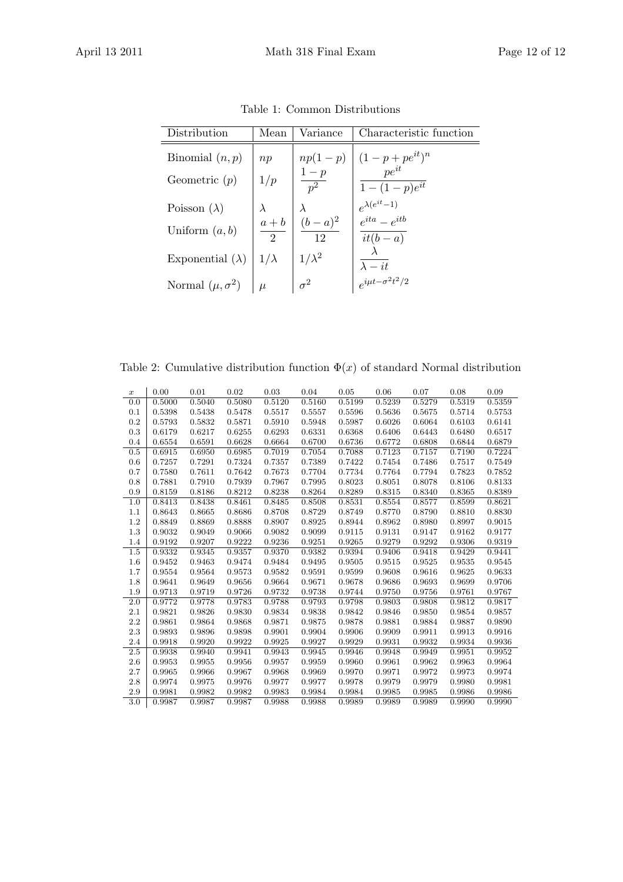Table 1: Common Distributions

| Distribution | Mean | Variance | Characteristic function |
|---|---|---|---|
| Binomial $(n, p)$ | $np$ | $np(1-p)$ | $(1-p+pe^{it})^n$ |
| Geometric $(p)$ | $1/p$ | $\dfrac{1-p}{p^2}$ | $\dfrac{pe^{it}}{1-(1-p)e^{it}}$ |
| Poisson $(\lambda)$ | $\lambda$ | $\lambda$ | $e^{\lambda(e^{it}-1)}$ |
| Uniform $(a, b)$ | $\dfrac{a+b}{2}$ | $\dfrac{(b-a)^2}{12}$ | $\dfrac{e^{ita}-e^{itb}}{it(b-a)}$ |
| Exponential $(\lambda)$ | $1/\lambda$ | $1/\lambda^2$ | $\dfrac{\lambda}{\lambda - it}$ |
| Normal $(\mu, \sigma^2)$ | $\mu$ | $\sigma^2$ | $e^{i\mu t - \sigma^2 t^2/2}$ |

Table 2: Cumulative distribution function $\Phi(x)$ of standard Normal distribution

| $x$ | 0.00 | 0.01 | 0.02 | 0.03 | 0.04 | 0.05 | 0.06 | 0.07 | 0.08 | 0.09 |
|---|---|---|---|---|---|---|---|---|---|---|
| 0.0 | 0.5000 | 0.5040 | 0.5080 | 0.5120 | 0.5160 | 0.5199 | 0.5239 | 0.5279 | 0.5319 | 0.5359 |
| 0.1 | 0.5398 | 0.5438 | 0.5478 | 0.5517 | 0.5557 | 0.5596 | 0.5636 | 0.5675 | 0.5714 | 0.5753 |
| 0.2 | 0.5793 | 0.5832 | 0.5871 | 0.5910 | 0.5948 | 0.5987 | 0.6026 | 0.6064 | 0.6103 | 0.6141 |
| 0.3 | 0.6179 | 0.6217 | 0.6255 | 0.6293 | 0.6331 | 0.6368 | 0.6406 | 0.6443 | 0.6480 | 0.6517 |
| 0.4 | 0.6554 | 0.6591 | 0.6628 | 0.6664 | 0.6700 | 0.6736 | 0.6772 | 0.6808 | 0.6844 | 0.6879 |
| 0.5 | 0.6915 | 0.6950 | 0.6985 | 0.7019 | 0.7054 | 0.7088 | 0.7123 | 0.7157 | 0.7190 | 0.7224 |
| 0.6 | 0.7257 | 0.7291 | 0.7324 | 0.7357 | 0.7389 | 0.7422 | 0.7454 | 0.7486 | 0.7517 | 0.7549 |
| 0.7 | 0.7580 | 0.7611 | 0.7642 | 0.7673 | 0.7704 | 0.7734 | 0.7764 | 0.7794 | 0.7823 | 0.7852 |
| 0.8 | 0.7881 | 0.7910 | 0.7939 | 0.7967 | 0.7995 | 0.8023 | 0.8051 | 0.8078 | 0.8106 | 0.8133 |
| 0.9 | 0.8159 | 0.8186 | 0.8212 | 0.8238 | 0.8264 | 0.8289 | 0.8315 | 0.8340 | 0.8365 | 0.8389 |
| 1.0 | 0.8413 | 0.8438 | 0.8461 | 0.8485 | 0.8508 | 0.8531 | 0.8554 | 0.8577 | 0.8599 | 0.8621 |
| 1.1 | 0.8643 | 0.8665 | 0.8686 | 0.8708 | 0.8729 | 0.8749 | 0.8770 | 0.8790 | 0.8810 | 0.8830 |
| 1.2 | 0.8849 | 0.8869 | 0.8888 | 0.8907 | 0.8925 | 0.8944 | 0.8962 | 0.8980 | 0.8997 | 0.9015 |
| 1.3 | 0.9032 | 0.9049 | 0.9066 | 0.9082 | 0.9099 | 0.9115 | 0.9131 | 0.9147 | 0.9162 | 0.9177 |
| 1.4 | 0.9192 | 0.9207 | 0.9222 | 0.9236 | 0.9251 | 0.9265 | 0.9279 | 0.9292 | 0.9306 | 0.9319 |
| 1.5 | 0.9332 | 0.9345 | 0.9357 | 0.9370 | 0.9382 | 0.9394 | 0.9406 | 0.9418 | 0.9429 | 0.9441 |
| 1.6 | 0.9452 | 0.9463 | 0.9474 | 0.9484 | 0.9495 | 0.9505 | 0.9515 | 0.9525 | 0.9535 | 0.9545 |
| 1.7 | 0.9554 | 0.9564 | 0.9573 | 0.9582 | 0.9591 | 0.9599 | 0.9608 | 0.9616 | 0.9625 | 0.9633 |
| 1.8 | 0.9641 | 0.9649 | 0.9656 | 0.9664 | 0.9671 | 0.9678 | 0.9686 | 0.9693 | 0.9699 | 0.9706 |
| 1.9 | 0.9713 | 0.9719 | 0.9726 | 0.9732 | 0.9738 | 0.9744 | 0.9750 | 0.9756 | 0.9761 | 0.9767 |
| 2.0 | 0.9772 | 0.9778 | 0.9783 | 0.9788 | 0.9793 | 0.9798 | 0.9803 | 0.9808 | 0.9812 | 0.9817 |
| 2.1 | 0.9821 | 0.9826 | 0.9830 | 0.9834 | 0.9838 | 0.9842 | 0.9846 | 0.9850 | 0.9854 | 0.9857 |
| 2.2 | 0.9861 | 0.9864 | 0.9868 | 0.9871 | 0.9875 | 0.9878 | 0.9881 | 0.9884 | 0.9887 | 0.9890 |
| 2.3 | 0.9893 | 0.9896 | 0.9898 | 0.9901 | 0.9904 | 0.9906 | 0.9909 | 0.9911 | 0.9913 | 0.9916 |
| 2.4 | 0.9918 | 0.9920 | 0.9922 | 0.9925 | 0.9927 | 0.9929 | 0.9931 | 0.9932 | 0.9934 | 0.9936 |
| 2.5 | 0.9938 | 0.9940 | 0.9941 | 0.9943 | 0.9945 | 0.9946 | 0.9948 | 0.9949 | 0.9951 | 0.9952 |
| 2.6 | 0.9953 | 0.9955 | 0.9956 | 0.9957 | 0.9959 | 0.9960 | 0.9961 | 0.9962 | 0.9963 | 0.9964 |
| 2.7 | 0.9965 | 0.9966 | 0.9967 | 0.9968 | 0.9969 | 0.9970 | 0.9971 | 0.9972 | 0.9973 | 0.9974 |
| 2.8 | 0.9974 | 0.9975 | 0.9976 | 0.9977 | 0.9977 | 0.9978 | 0.9979 | 0.9979 | 0.9980 | 0.9981 |
| 2.9 | 0.9981 | 0.9982 | 0.9982 | 0.9983 | 0.9984 | 0.9984 | 0.9985 | 0.9985 | 0.9986 | 0.9986 |
| 3.0 | 0.9987 | 0.9987 | 0.9987 | 0.9988 | 0.9988 | 0.9989 | 0.9989 | 0.9989 | 0.9990 | 0.9990 |